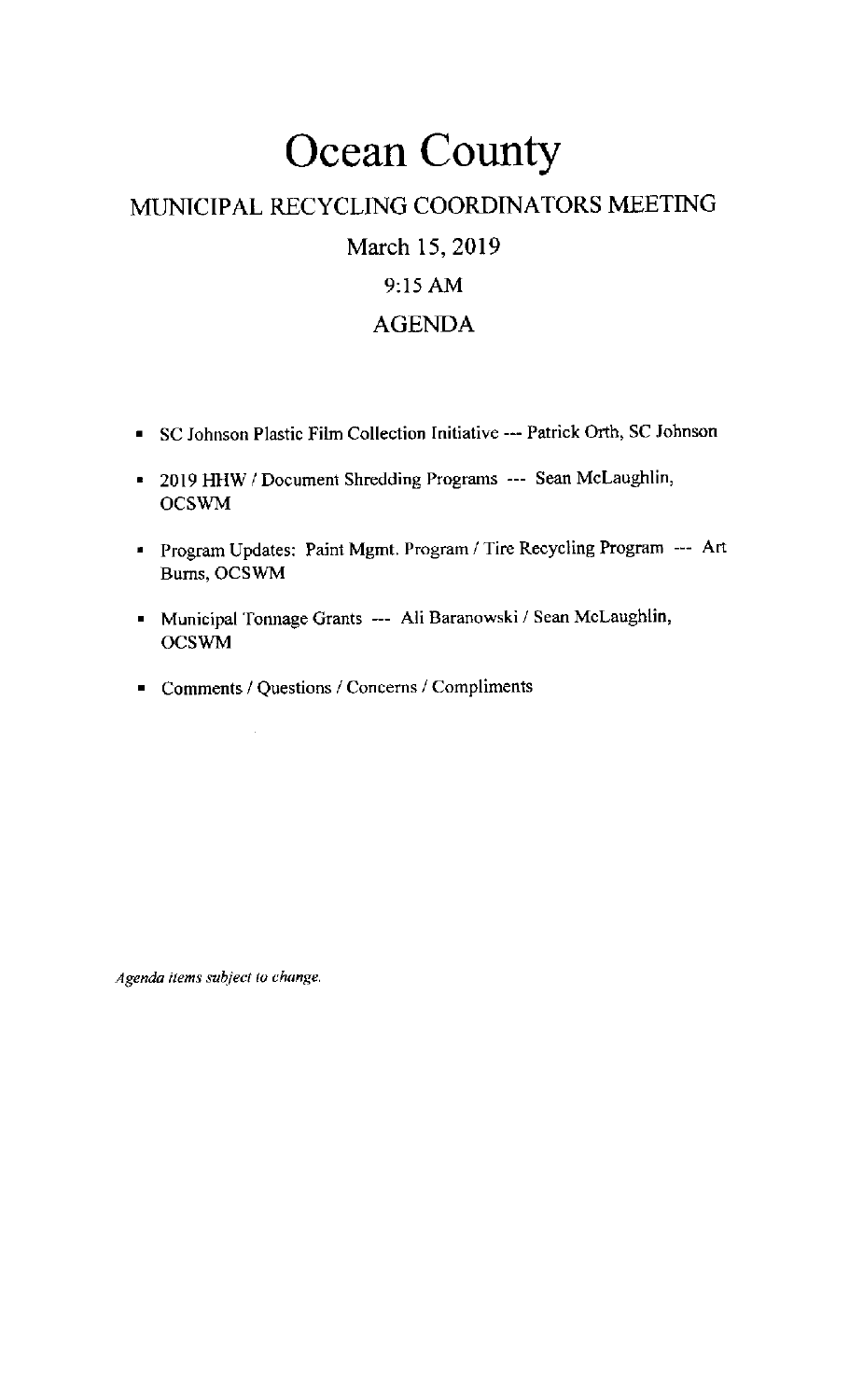# Ocean County

## MUNICIPAL RECYCLING COORDINATORS MEETING

### March 15, 2019

### 9:15 AM

### AGENDA

- SC Johnson Plastic Film Collection Initiative --- Patrick Orth, SC Johnson
- 2019 HHW / Document Shredding Programs --- Sean McLaughlin, OCSWM
- Program Updates: Paint Mgmt. Program / Tire Recycling Program --- Art Burns, OCSWM
- Municipal Tonnage Grants --- Ali Baranowski / Sean McLaughlin, OCSWM
- Comments / Questions / Concerns / Compliments

*Agenda items subject to change.*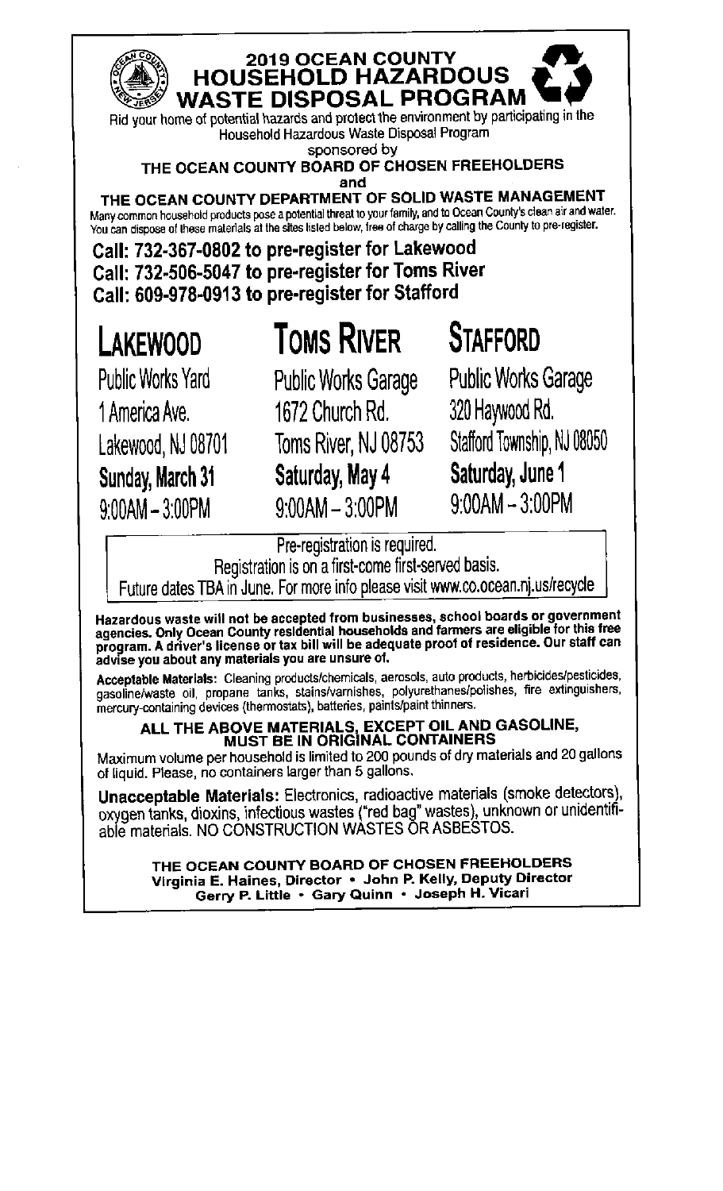# 2019 OCEAN COUNTY HOUSEHOLD HAZARDOUS WASTE DISPOSAL PROGRAM

Rid your home of potential hazards and protect the environment by participating in the Household Hazardous Waste Disposal Program

sponsored by

**THE OCEAN COUNTY BOARD OF CHOSEN FREEHOLDERS**

**and**

**THE OCEAN COUNTY DEPARTMENT OF SOLID WASTE MANAGEMENT**

Many common household products pose a potential threat to your family, and to Ocean County's clean air and water. You can dispose of these materials at the sites listed below, free of charge by calling the County to pre-register.

**Call: 732-367-0802 to pre-register for Lakewood**
**Call: 732-506-5047 to pre-register for Toms River**
**Call: 609-978-0913 to pre-register for Stafford**

## LAKEWOOD

Public Works Yard
1 America Ave.
Lakewood, NJ 08701
**Sunday, March 31**
9:00AM – 3:00PM

## TOMS RIVER

Public Works Garage
1672 Church Rd.
Toms River, NJ 08753
**Saturday, May 4**
9:00AM – 3:00PM

## STAFFORD

Public Works Garage
320 Haywood Rd.
Stafford Township, NJ 08050
**Saturday, June 1**
9:00AM – 3:00PM

Pre-registration is required.
Registration is on a first-come first-served basis.
Future dates TBA in June. For more info please visit www.co.ocean.nj.us/recycle

**Hazardous waste will not be accepted from businesses, school boards or government agencies. Only Ocean County residential households and farmers are eligible for this free program. A driver's license or tax bill will be adequate proof of residence. Our staff can advise you about any materials you are unsure of.**

**Acceptable Materials:** Cleaning products/chemicals, aerosols, auto products, herbicides/pesticides, gasoline/waste oil, propane tanks, stains/varnishes, polyurethanes/polishes, fire extinguishers, mercury-containing devices (thermostats), batteries, paints/paint thinners.

**ALL THE ABOVE MATERIALS, EXCEPT OIL AND GASOLINE, MUST BE IN ORIGINAL CONTAINERS**

Maximum volume per household is limited to 200 pounds of dry materials and 20 gallons of liquid. Please, no containers larger than 5 gallons.

**Unacceptable Materials:** Electronics, radioactive materials (smoke detectors), oxygen tanks, dioxins, infectious wastes ("red bag" wastes), unknown or unidentifiable materials. NO CONSTRUCTION WASTES OR ASBESTOS.

**THE OCEAN COUNTY BOARD OF CHOSEN FREEHOLDERS**
**Virginia E. Haines, Director • John P. Kelly, Deputy Director**
**Gerry P. Little • Gary Quinn • Joseph H. Vicari**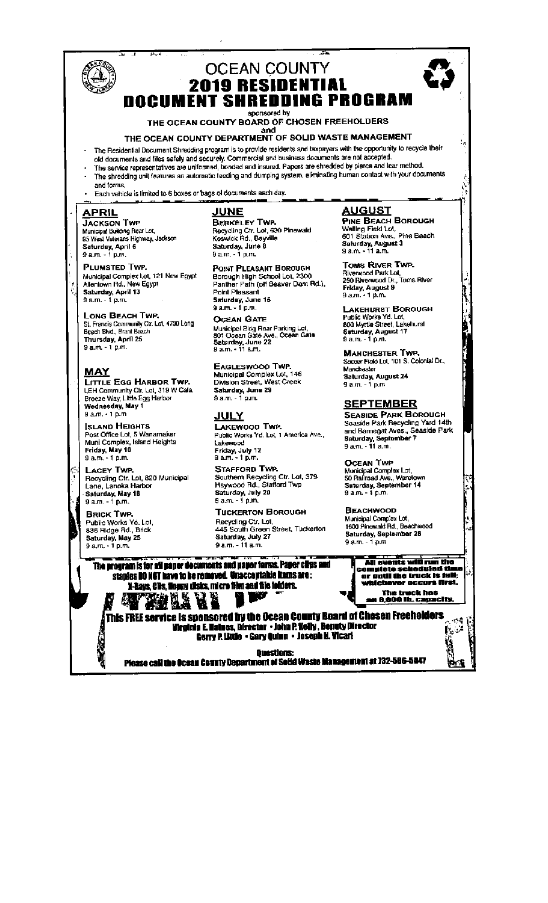# OCEAN COUNTY

# 2019 RESIDENTIAL DOCUMENT SHREDDING PROGRAM

sponsored by

**THE OCEAN COUNTY BOARD OF CHOSEN FREEHOLDERS**

and

**THE OCEAN COUNTY DEPARTMENT OF SOLID WASTE MANAGEMENT**

- The Residential Document Shredding program is to provide residents and taxpayers with the opportunity to recycle their old documents and files safely and securely. Commercial and business documents are not accepted.
- The service representatives are uniformed, bonded and insured. Papers are shredded by pierce and tear method.
- The shredding unit features an automatic feeding and dumping system, eliminating human contact with your documents and forms.
- Each vehicle is limited to 6 boxes or bags of documents each day.

## APRIL

**JACKSON TWP**
Municipal Building Rear Lot,
95 West Veterans Highway, Jackson
**Saturday, April 6**
9 a.m. - 1 p.m.

**PLUMSTED TWP.**
Municipal Complex Lot, 121 New Egypt Allentown Rd., New Egypt
**Saturday, April 13**
9 a.m. - 1 p.m.

**LONG BEACH TWP.**
St. Francis Community Ctr. Lot, 4700 Long Beach Blvd., Brant Beach
**Thursday, April 25**
9 a.m. - 1 p.m.

## MAY

**LITTLE EGG HARBOR TWP.**
LEH Community Ctr. Lot, 319 W Cala Breeze Way, Little Egg Harbor
**Wednesday, May 1**
9 a.m. - 1 p.m.

**ISLAND HEIGHTS**
Post Office Lot, 5 Wanamaker Muni Complex, Island Heights
**Friday, May 10**
9 a.m. - 1 p.m.

**LACEY TWP.**
Recycling Ctr. Lot, 820 Municipal Lane, Lanoka Harbor
**Saturday, May 18**
9 a.m. - 1 p.m.

**BRICK TWP.**
Public Works Yd. Lot,
838 Ridge Rd., Brick
**Saturday, May 25**
9 a.m. - 1 p.m.

## JUNE

**BERKELEY TWP.**
Recycling Ctr. Lot, 630 Pinewald Keswick Rd., Bayville
**Saturday, June 8**
9 a.m. - 1 p.m.

**POINT PLEASANT BOROUGH**
Borough High School Lot, 2300 Panther Path (off Beaver Dam Rd.), Point Pleasant
**Saturday, June 15**
9 a.m. - 1 p.m.

**OCEAN GATE**
Municipal Bldg Rear Parking Lot,
801 Ocean Gate Ave., Ocean Gate
**Saturday, June 22**
9 a.m. - 11 a.m.

**EAGLESWOOD TWP.**
Municipal Complex Lot, 146 Division Street, West Creek
**Saturday, June 29**
9 a.m. - 1 p.m.

## JULY

**LAKEWOOD TWP.**
Public Works Yd. Lot, 1 America Ave., Lakewood
**Friday, July 12**
9 a.m. - 1 p.m.

**STAFFORD TWP.**
Southern Recycling Ctr. Lot, 379 Haywood Rd., Stafford Twp
**Saturday, July 20**
9 a.m. - 1 p.m.

**TUCKERTON BOROUGH**
Recycling Ctr. Lot,
445 South Green Street, Tuckerton
**Saturday, July 27**
9 a.m. - 11 a.m.

## AUGUST

**PINE BEACH BOROUGH**
Walling Field Lot,
601 Station Ave., Pine Beach
**Saturday, August 3**
9 a.m. - 11 a.m.

**TOMS RIVER TWP.**
Riverwood Park Lot,
250 Riverwood Dr., Toms River
**Friday, August 9**
9 a.m. - 1 p.m.

**LAKEHURST BOROUGH**
Public Works Yd. Lot,
800 Myrtle Street, Lakehurst
**Saturday, August 17**
9 a.m. - 1 p.m.

**MANCHESTER TWP.**
Soccer Field Lot, 101 S. Colonial Dr., Manchester
**Saturday, August 24**
9 a.m. - 1 p.m.

## SEPTEMBER

**SEASIDE PARK BOROUGH**
Seaside Park Recycling Yard 14th and Barnegat Aves., Seaside Park
**Saturday, September 7**
9 a.m. - 11 a.m.

**OCEAN TWP**
Municipal Complex Lot,
50 Railroad Ave., Waretown
**Saturday, September 14**
9 a.m. - 1 p.m.

**BEACHWOOD**
Municipal Complex Lot,
1600 Pinewald Rd., Beachwood
**Saturday, September 28**
9 a.m. - 1 p.m.

**The program is for all paper documents and paper forms. Paper clips and staples DO NOT have to be removed. Unacceptable items are: X-Rays, CDs, floppy disks, micro film and file folders.**

**All events will run the complete scheduled time or until the truck is full; whichever occurs first. The truck has an 8,000 lb. capacity.**

**This FREE service is sponsored by the Ocean County Board of Chosen Freeholders**
**Virginia E. Haines, Director • John P. Kelly, Deputy Director**
**Gerry P. Little • Gary Quinn • Joseph H. Vicari**

**Questions:**
**Please call the Ocean County Department of Solid Waste Management at 732-506-5047**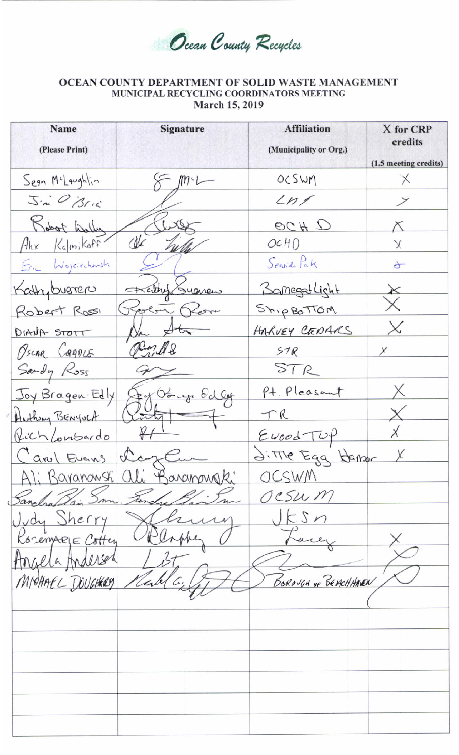Ocean County Recycles

**OCEAN COUNTY DEPARTMENT OF SOLID WASTE MANAGEMENT**
**MUNICIPAL RECYCLING COORDINATORS MEETING**
**March 15, 2019**

| Name (Please Print) | Signature | Affiliation (Municipality or Org.) | X for CRP credits (1.5 meeting credits) |
|---|---|---|---|
| Sean McLaughlin | | OCSWM | X |
| Jim O'Brien | | LHT | X |
| Robert Walley | | OCHD | X |
| Alex Kalmikoff | | OCHD | X |
| Eric Wojcicchowski | | Seaside Park | X |
| Kathy Buoneno | | Barnegat Light | X |
| Robert Rossi | | ShipBottom | X |
| DIANA STOTT | | HARVEY CEDARS | X |
| OSCAR CRADLE | | STR | X |
| Sandy Ross | | STR | |
| Joy Bragen-Edly | | Pt. Pleasant | X |
| Anthony Benyuck | | TR | X |
| Rich Lombardo | | Ewood TWP | X |
| Carol Evans | | Little Egg Harbor | X |
| Ali Baranowski | | OCSWM | |
| Sandra Blair Smm | | OCSWM | |
| Judy Sherry | | JKSN | |
| Rosemarie Cottey | | Lacey | X |
| Angela Andersen | | | |
| MICHAEL DOUGHERY | | BOROUGH OF BEACHHAVEN | |
| | | | |
| | | | |
| | | | |
| | | | |
| | | | |
| | | | |
| | | | |
| | | | |